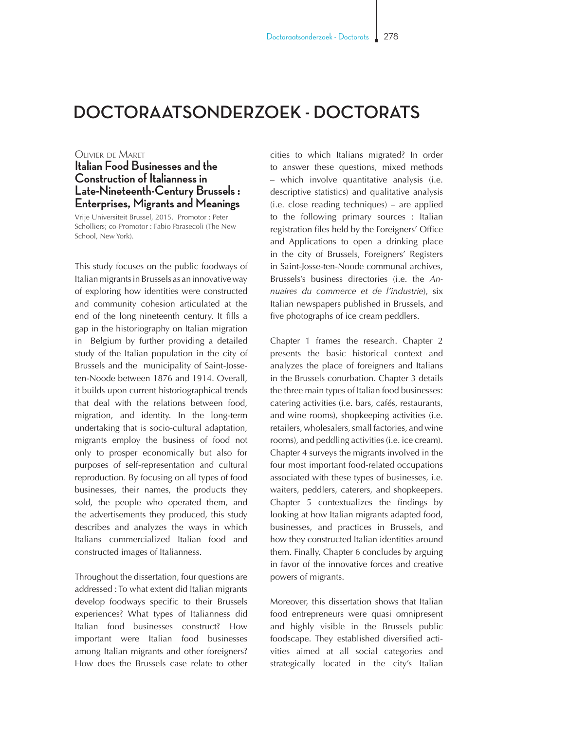# DOCTORAATSONDERZOEK - DOCTORATS

Olivier de Maret

## Italian Food Businesses and the Construction of Italianness in Late-Nineteenth-Century Brussels : Enterprises, Migrants and Meanings

Vrije Universiteit Brussel, 2015. Promotor : Peter Scholliers; co-Promotor : Fabio Parasecoli (The New School, New York).

This study focuses on the public foodways of Italian migrants in Brussels as an innovative way of exploring how identities were constructed and community cohesion articulated at the end of the long nineteenth century. It fills a gap in the historiography on Italian migration in Belgium by further providing a detailed study of the Italian population in the city of Brussels and the municipality of Saint-Josse-ten-Noode between 1876 and 1914. Overall, it builds upon current historiographical trends that deal with the relations between food, migration, and identity. In the long-term undertaking that is socio-cultural adaptation, migrants employ the business of food not only to prosper economically but also for purposes of self-representation and cultural reproduction. By focusing on all types of food businesses, their names, the products they sold, the people who operated them, and the advertisements they produced, this study describes and analyzes the ways in which Italians commercialized Italian food and constructed images of Italianness.

Throughout the dissertation, four questions are addressed : To what extent did Italian migrants develop foodways specific to their Brussels experiences? What types of Italianness did Italian food businesses construct? How important were Italian food businesses among Italian migrants and other foreigners? How does the Brussels case relate to other cities to which Italians migrated? In order to answer these questions, mixed methods – which involve quantitative analysis (i.e. descriptive statistics) and qualitative analysis (i.e. close reading techniques) – are applied to the following primary sources : Italian registration files held by the Foreigners' Office and Applications to open a drinking place in the city of Brussels, Foreigners' Registers in Saint-Josse-ten-Noode communal archives, Brussels's business directories (i.e. the *Annuaires du commerce et de l'industrie*), six Italian newspapers published in Brussels, and five photographs of ice cream peddlers.

Chapter 1 frames the research. Chapter 2 presents the basic historical context and analyzes the place of foreigners and Italians in the Brussels conurbation. Chapter 3 details the three main types of Italian food businesses: catering activities (i.e. bars, cafés, restaurants, and wine rooms), shopkeeping activities (i.e. retailers, wholesalers, small factories, and wine rooms), and peddling activities (i.e. ice cream). Chapter 4 surveys the migrants involved in the four most important food-related occupations associated with these types of businesses, i.e. waiters, peddlers, caterers, and shopkeepers. Chapter 5 contextualizes the findings by looking at how Italian migrants adapted food, businesses, and practices in Brussels, and how they constructed Italian identities around them. Finally, Chapter 6 concludes by arguing in favor of the innovative forces and creative powers of migrants.

Moreover, this dissertation shows that Italian food entrepreneurs were quasi omnipresent and highly visible in the Brussels public foodscape. They established diversified activities aimed at all social categories and strategically located in the city's Italian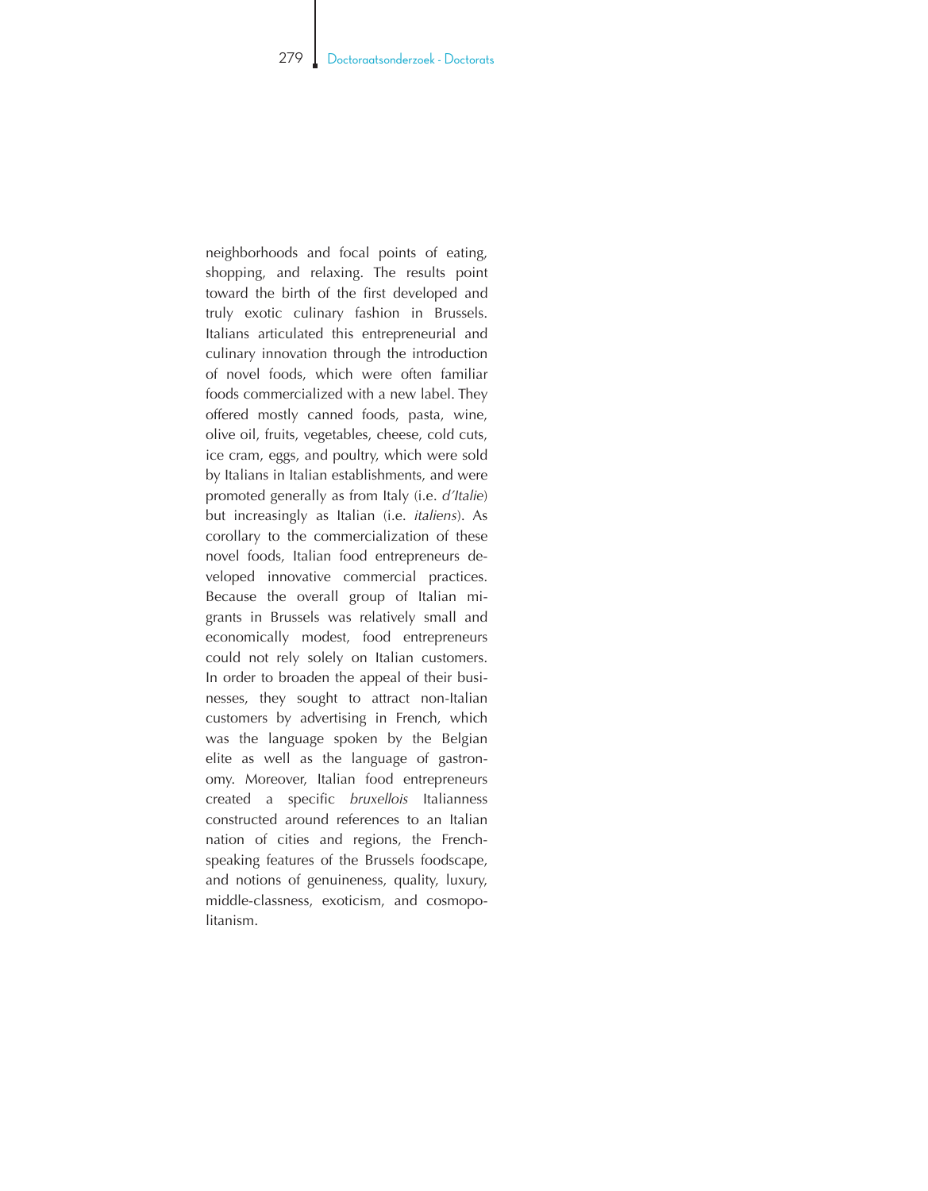neighborhoods and focal points of eating, shopping, and relaxing. The results point toward the birth of the first developed and truly exotic culinary fashion in Brussels. Italians articulated this entrepreneurial and culinary innovation through the introduction of novel foods, which were often familiar foods commercialized with a new label. They offered mostly canned foods, pasta, wine, olive oil, fruits, vegetables, cheese, cold cuts, ice cram, eggs, and poultry, which were sold by Italians in Italian establishments, and were promoted generally as from Italy (i.e. *d'Italie*) but increasingly as Italian (i.e. *italiens*). As corollary to the commercialization of these novel foods, Italian food entrepreneurs developed innovative commercial practices. Because the overall group of Italian migrants in Brussels was relatively small and economically modest, food entrepreneurs could not rely solely on Italian customers. In order to broaden the appeal of their businesses, they sought to attract non-Italian customers by advertising in French, which was the language spoken by the Belgian elite as well as the language of gastronomy. Moreover, Italian food entrepreneurs created a specific *bruxellois* Italianness constructed around references to an Italian nation of cities and regions, the French-speaking features of the Brussels foodscape, and notions of genuineness, quality, luxury, middle-classness, exoticism, and cosmopolitanism.